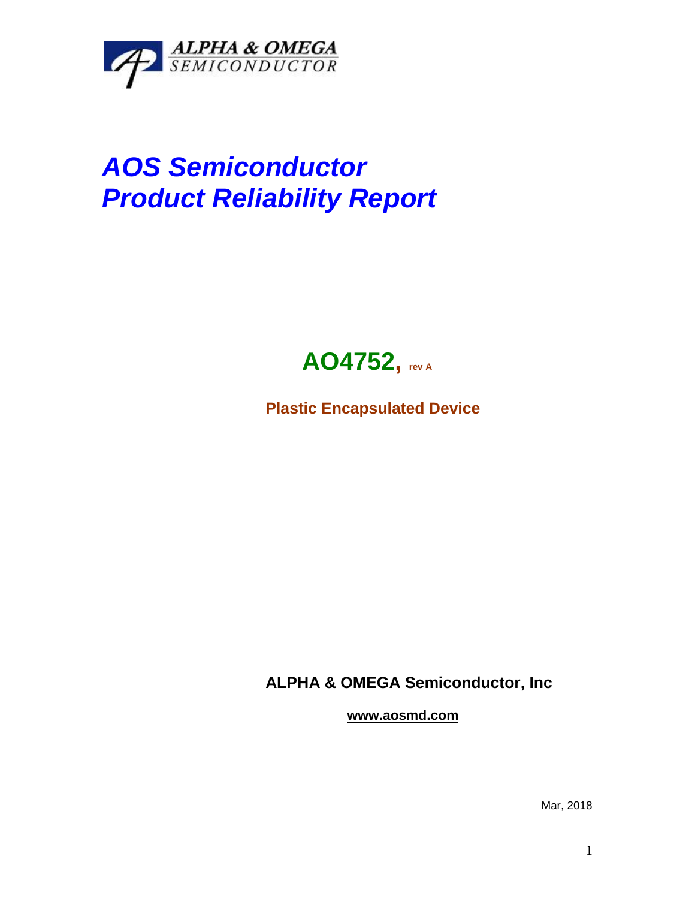ALPHA & OMEGA
SEMICONDUCTOR

# *AOS Semiconductor*
# *Product Reliability Report*

## AO4752, rev A

**Plastic Encapsulated Device**

**ALPHA & OMEGA Semiconductor, Inc**

**www.aosmd.com**

Mar, 2018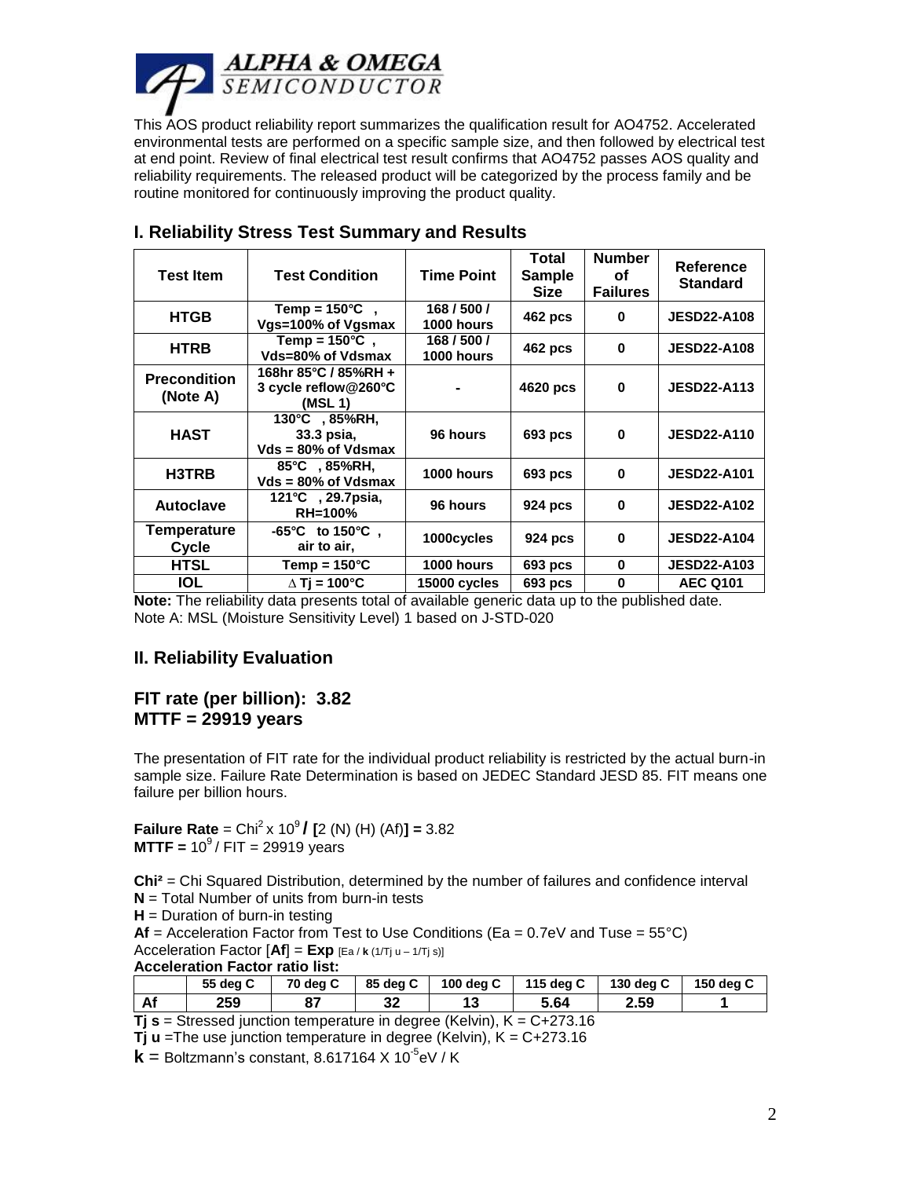**ALPHA & OMEGA SEMICONDUCTOR**

This AOS product reliability report summarizes the qualification result for AO4752. Accelerated environmental tests are performed on a specific sample size, and then followed by electrical test at end point. Review of final electrical test result confirms that AO4752 passes AOS quality and reliability requirements. The released product will be categorized by the process family and be routine monitored for continuously improving the product quality.

## I. Reliability Stress Test Summary and Results

| Test Item | Test Condition | Time Point | Total Sample Size | Number of Failures | Reference Standard |
|---|---|---|---|---|---|
| HTGB | Temp = 150°C , Vgs=100% of Vgsmax | 168 / 500 / 1000 hours | 462 pcs | 0 | JESD22-A108 |
| HTRB | Temp = 150°C , Vds=80% of Vdsmax | 168 / 500 / 1000 hours | 462 pcs | 0 | JESD22-A108 |
| Precondition (Note A) | 168hr 85°C / 85%RH + 3 cycle reflow@260°C (MSL 1) | - | 4620 pcs | 0 | JESD22-A113 |
| HAST | 130°C , 85%RH, 33.3 psia, Vds = 80% of Vdsmax | 96 hours | 693 pcs | 0 | JESD22-A110 |
| H3TRB | 85°C , 85%RH, Vds = 80% of Vdsmax | 1000 hours | 693 pcs | 0 | JESD22-A101 |
| Autoclave | 121°C , 29.7psia, RH=100% | 96 hours | 924 pcs | 0 | JESD22-A102 |
| Temperature Cycle | -65°C to 150°C , air to air, | 1000cycles | 924 pcs | 0 | JESD22-A104 |
| HTSL | Temp = 150°C | 1000 hours | 693 pcs | 0 | JESD22-A103 |
| IOL | $\Delta$ Tj = 100°C | 15000 cycles | 693 pcs | 0 | AEC Q101 |

**Note:** The reliability data presents total of available generic data up to the published date.
Note A: MSL (Moisture Sensitivity Level) 1 based on J-STD-020

## II. Reliability Evaluation

### FIT rate (per billion): 3.82
### MTTF = 29919 years

The presentation of FIT rate for the individual product reliability is restricted by the actual burn-in sample size. Failure Rate Determination is based on JEDEC Standard JESD 85. FIT means one failure per billion hours.

**Failure Rate** = $Chi^2 \times 10^9$ **/ [**2 (N) (H) (Af)**] =** 3.82
**MTTF =** $10^9$ / FIT = 29919 years

**Chi²** = Chi Squared Distribution, determined by the number of failures and confidence interval
**N** = Total Number of units from burn-in tests
**H** = Duration of burn-in testing
**Af** = Acceleration Factor from Test to Use Conditions (Ea = 0.7eV and Tuse = 55°C)
Acceleration Factor [**Af**] = **Exp** [Ea / **k** (1/Tj u – 1/Tj s)]

**Acceleration Factor ratio list:**

| | 55 deg C | 70 deg C | 85 deg C | 100 deg C | 115 deg C | 130 deg C | 150 deg C |
|---|---|---|---|---|---|---|---|
| Af | 259 | 87 | 32 | 13 | 5.64 | 2.59 | 1 |

**Tj s** = Stressed junction temperature in degree (Kelvin), K = C+273.16
**Tj u** =The use junction temperature in degree (Kelvin), K = C+273.16
**k** = Boltzmann's constant, $8.617164 \times 10^{-5}$eV / K